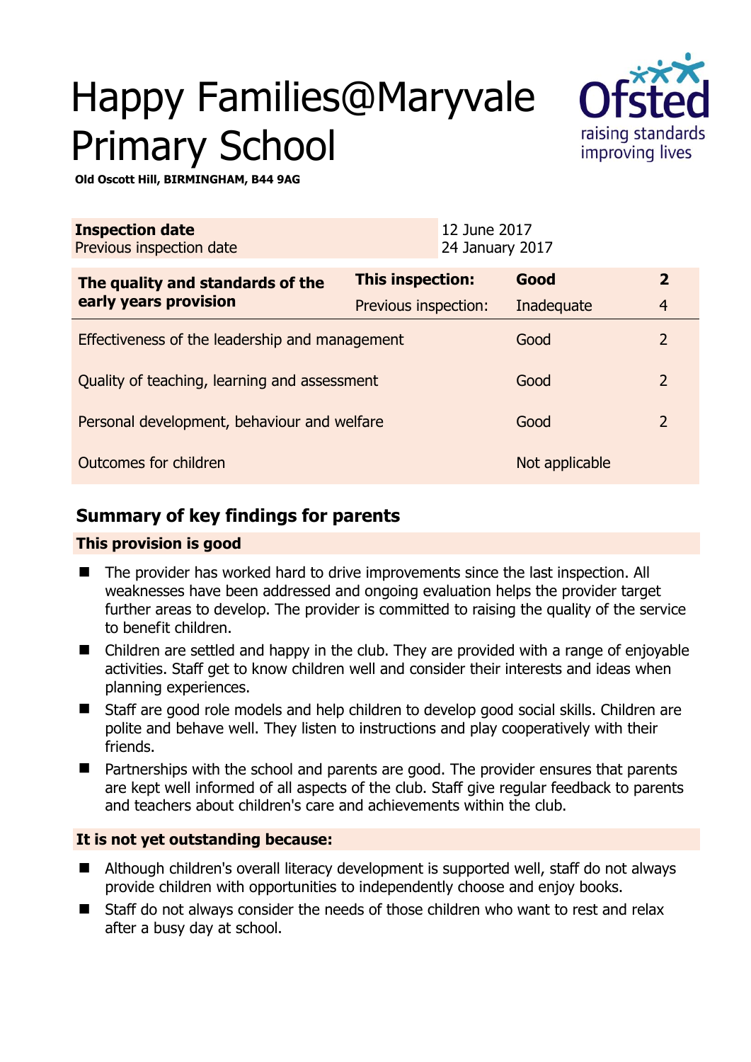# Happy Families@Maryvale Primary School

**Old Oscott Hill, BIRMINGHAM, B44 9AG**

| | |
|---|---|
| **Inspection date** | 12 June 2017 |
| Previous inspection date | 24 January 2017 |

| | | | |
|---|---|---|---|
| **The quality and standards of the early years provision** | **This inspection:** | **Good** | **2** |
| | Previous inspection: | Inadequate | 4 |
| Effectiveness of the leadership and management | | Good | 2 |
| Quality of teaching, learning and assessment | | Good | 2 |
| Personal development, behaviour and welfare | | Good | 2 |
| Outcomes for children | | Not applicable | |

## Summary of key findings for parents

### This provision is good

- The provider has worked hard to drive improvements since the last inspection. All weaknesses have been addressed and ongoing evaluation helps the provider target further areas to develop. The provider is committed to raising the quality of the service to benefit children.
- Children are settled and happy in the club. They are provided with a range of enjoyable activities. Staff get to know children well and consider their interests and ideas when planning experiences.
- Staff are good role models and help children to develop good social skills. Children are polite and behave well. They listen to instructions and play cooperatively with their friends.
- Partnerships with the school and parents are good. The provider ensures that parents are kept well informed of all aspects of the club. Staff give regular feedback to parents and teachers about children's care and achievements within the club.

### It is not yet outstanding because:

- Although children's overall literacy development is supported well, staff do not always provide children with opportunities to independently choose and enjoy books.
- Staff do not always consider the needs of those children who want to rest and relax after a busy day at school.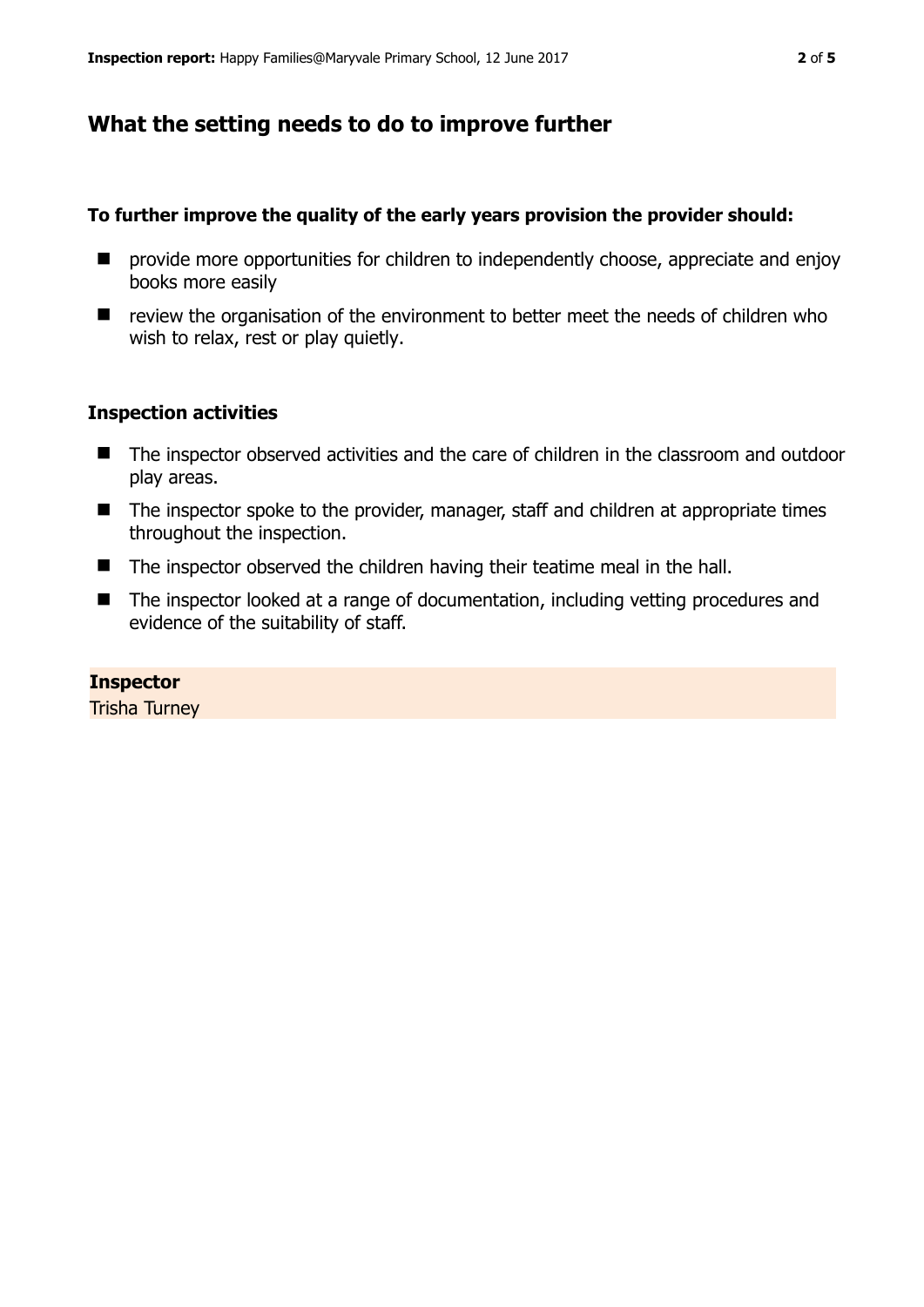## What the setting needs to do to improve further

**To further improve the quality of the early years provision the provider should:**

- provide more opportunities for children to independently choose, appreciate and enjoy books more easily
- review the organisation of the environment to better meet the needs of children who wish to relax, rest or play quietly.

### Inspection activities

- The inspector observed activities and the care of children in the classroom and outdoor play areas.
- The inspector spoke to the provider, manager, staff and children at appropriate times throughout the inspection.
- The inspector observed the children having their teatime meal in the hall.
- The inspector looked at a range of documentation, including vetting procedures and evidence of the suitability of staff.

**Inspector**

Trisha Turney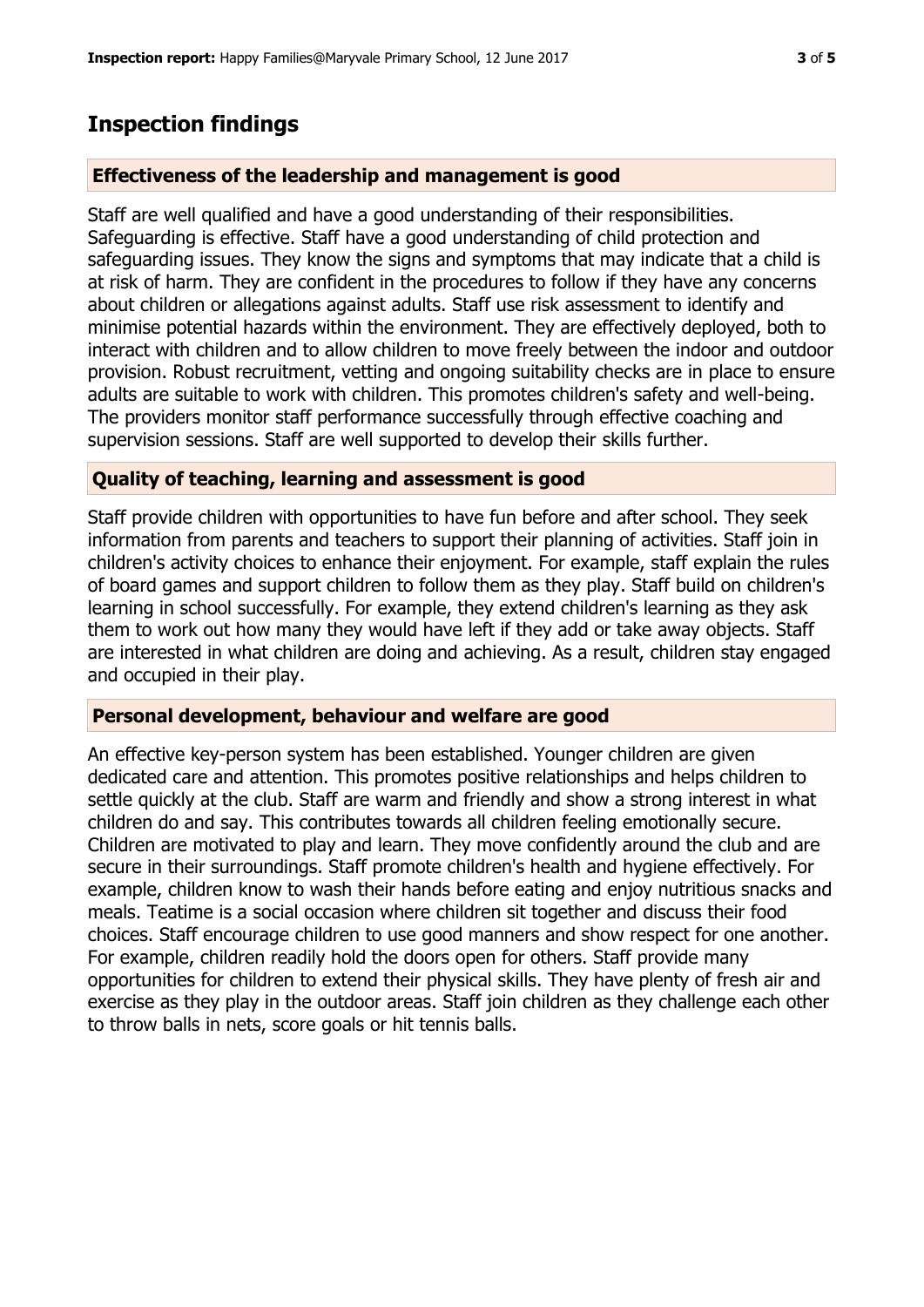# Inspection findings

### Effectiveness of the leadership and management is good

Staff are well qualified and have a good understanding of their responsibilities. Safeguarding is effective. Staff have a good understanding of child protection and safeguarding issues. They know the signs and symptoms that may indicate that a child is at risk of harm. They are confident in the procedures to follow if they have any concerns about children or allegations against adults. Staff use risk assessment to identify and minimise potential hazards within the environment. They are effectively deployed, both to interact with children and to allow children to move freely between the indoor and outdoor provision. Robust recruitment, vetting and ongoing suitability checks are in place to ensure adults are suitable to work with children. This promotes children's safety and well-being. The providers monitor staff performance successfully through effective coaching and supervision sessions. Staff are well supported to develop their skills further.

### Quality of teaching, learning and assessment is good

Staff provide children with opportunities to have fun before and after school. They seek information from parents and teachers to support their planning of activities. Staff join in children's activity choices to enhance their enjoyment. For example, staff explain the rules of board games and support children to follow them as they play. Staff build on children's learning in school successfully. For example, they extend children's learning as they ask them to work out how many they would have left if they add or take away objects. Staff are interested in what children are doing and achieving. As a result, children stay engaged and occupied in their play.

### Personal development, behaviour and welfare are good

An effective key-person system has been established. Younger children are given dedicated care and attention. This promotes positive relationships and helps children to settle quickly at the club. Staff are warm and friendly and show a strong interest in what children do and say. This contributes towards all children feeling emotionally secure. Children are motivated to play and learn. They move confidently around the club and are secure in their surroundings. Staff promote children's health and hygiene effectively. For example, children know to wash their hands before eating and enjoy nutritious snacks and meals. Teatime is a social occasion where children sit together and discuss their food choices. Staff encourage children to use good manners and show respect for one another. For example, children readily hold the doors open for others. Staff provide many opportunities for children to extend their physical skills. They have plenty of fresh air and exercise as they play in the outdoor areas. Staff join children as they challenge each other to throw balls in nets, score goals or hit tennis balls.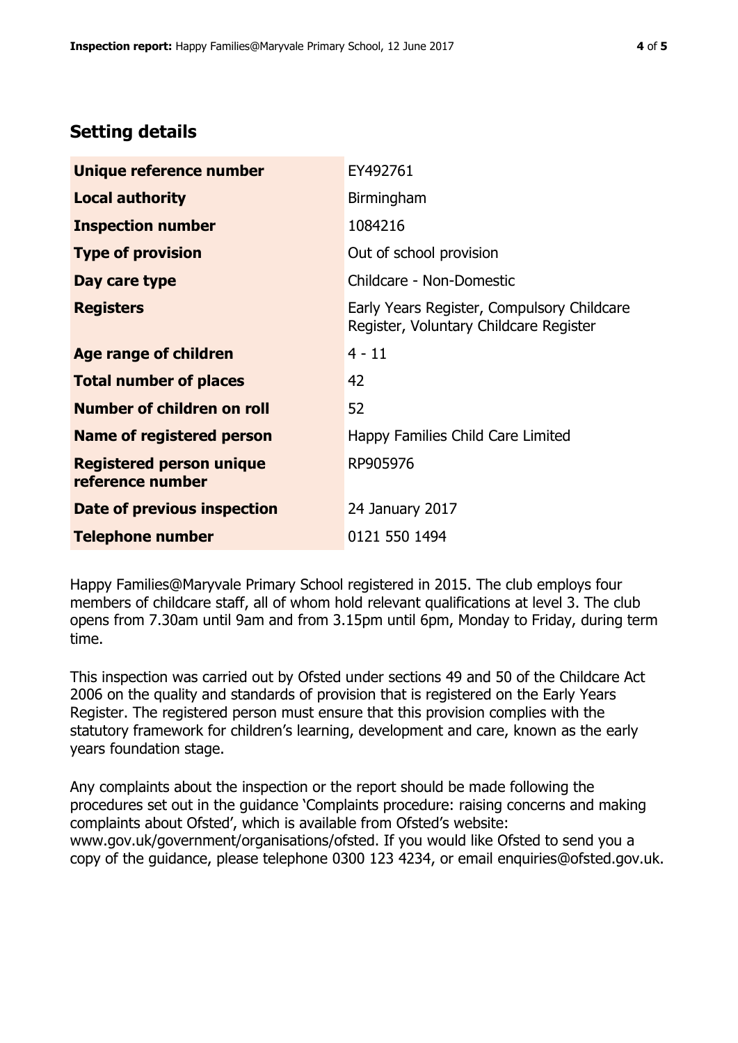## Setting details

| | |
|---|---|
| **Unique reference number** | EY492761 |
| **Local authority** | Birmingham |
| **Inspection number** | 1084216 |
| **Type of provision** | Out of school provision |
| **Day care type** | Childcare - Non-Domestic |
| **Registers** | Early Years Register, Compulsory Childcare Register, Voluntary Childcare Register |
| **Age range of children** | 4 - 11 |
| **Total number of places** | 42 |
| **Number of children on roll** | 52 |
| **Name of registered person** | Happy Families Child Care Limited |
| **Registered person unique reference number** | RP905976 |
| **Date of previous inspection** | 24 January 2017 |
| **Telephone number** | 0121 550 1494 |

Happy Families@Maryvale Primary School registered in 2015. The club employs four members of childcare staff, all of whom hold relevant qualifications at level 3. The club opens from 7.30am until 9am and from 3.15pm until 6pm, Monday to Friday, during term time.

This inspection was carried out by Ofsted under sections 49 and 50 of the Childcare Act 2006 on the quality and standards of provision that is registered on the Early Years Register. The registered person must ensure that this provision complies with the statutory framework for children's learning, development and care, known as the early years foundation stage.

Any complaints about the inspection or the report should be made following the procedures set out in the guidance 'Complaints procedure: raising concerns and making complaints about Ofsted', which is available from Ofsted's website: www.gov.uk/government/organisations/ofsted. If you would like Ofsted to send you a copy of the guidance, please telephone 0300 123 4234, or email enquiries@ofsted.gov.uk.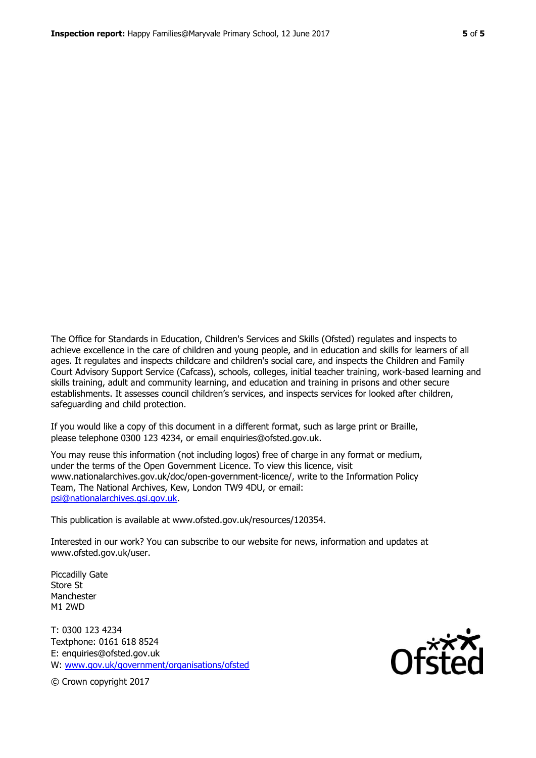The Office for Standards in Education, Children's Services and Skills (Ofsted) regulates and inspects to achieve excellence in the care of children and young people, and in education and skills for learners of all ages. It regulates and inspects childcare and children's social care, and inspects the Children and Family Court Advisory Support Service (Cafcass), schools, colleges, initial teacher training, work-based learning and skills training, adult and community learning, and education and training in prisons and other secure establishments. It assesses council children's services, and inspects services for looked after children, safeguarding and child protection.

If you would like a copy of this document in a different format, such as large print or Braille, please telephone 0300 123 4234, or email enquiries@ofsted.gov.uk.

You may reuse this information (not including logos) free of charge in any format or medium, under the terms of the Open Government Licence. To view this licence, visit www.nationalarchives.gov.uk/doc/open-government-licence/, write to the Information Policy Team, The National Archives, Kew, London TW9 4DU, or email: psi@nationalarchives.gsi.gov.uk.

This publication is available at www.ofsted.gov.uk/resources/120354.

Interested in our work? You can subscribe to our website for news, information and updates at www.ofsted.gov.uk/user.

Piccadilly Gate
Store St
Manchester
M1 2WD

T: 0300 123 4234
Textphone: 0161 618 8524
E: enquiries@ofsted.gov.uk
W: www.gov.uk/government/organisations/ofsted

© Crown copyright 2017